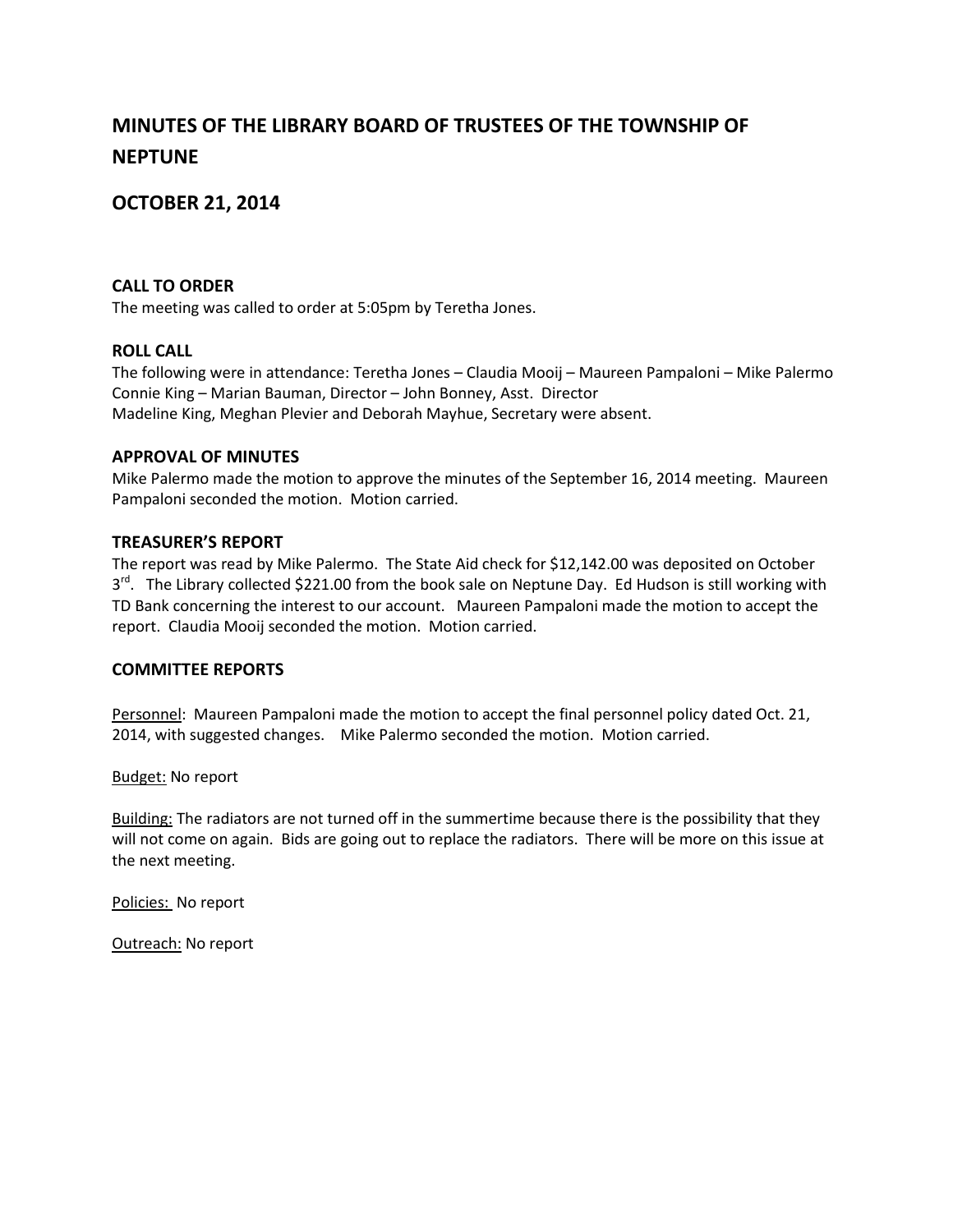# MINUTES OF THE LIBRARY BOARD OF TRUSTEES OF THE TOWNSHIP OF NEPTUNE

## OCTOBER 21, 2014

### CALL TO ORDER

The meeting was called to order at 5:05pm by Teretha Jones.

### ROLL CALL

The following were in attendance: Teretha Jones – Claudia Mooij – Maureen Pampaloni – Mike Palermo
Connie King – Marian Bauman, Director – John Bonney, Asst. Director
Madeline King, Meghan Plevier and Deborah Mayhue, Secretary were absent.

### APPROVAL OF MINUTES

Mike Palermo made the motion to approve the minutes of the September 16, 2014 meeting. Maureen Pampaloni seconded the motion. Motion carried.

### TREASURER'S REPORT

The report was read by Mike Palermo. The State Aid check for $12,142.00 was deposited on October 3rd. The Library collected $221.00 from the book sale on Neptune Day. Ed Hudson is still working with TD Bank concerning the interest to our account. Maureen Pampaloni made the motion to accept the report. Claudia Mooij seconded the motion. Motion carried.

### COMMITTEE REPORTS

Personnel: Maureen Pampaloni made the motion to accept the final personnel policy dated Oct. 21, 2014, with suggested changes. Mike Palermo seconded the motion. Motion carried.

Budget: No report

Building: The radiators are not turned off in the summertime because there is the possibility that they will not come on again. Bids are going out to replace the radiators. There will be more on this issue at the next meeting.

Policies: No report

Outreach: No report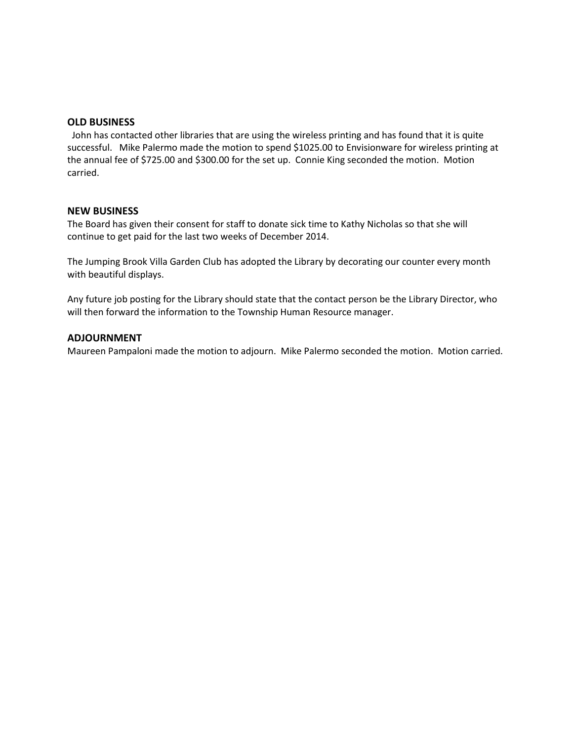## OLD BUSINESS

John has contacted other libraries that are using the wireless printing and has found that it is quite successful. Mike Palermo made the motion to spend $1025.00 to Envisionware for wireless printing at the annual fee of $725.00 and $300.00 for the set up. Connie King seconded the motion. Motion carried.

## NEW BUSINESS

The Board has given their consent for staff to donate sick time to Kathy Nicholas so that she will continue to get paid for the last two weeks of December 2014.

The Jumping Brook Villa Garden Club has adopted the Library by decorating our counter every month with beautiful displays.

Any future job posting for the Library should state that the contact person be the Library Director, who will then forward the information to the Township Human Resource manager.

## ADJOURNMENT

Maureen Pampaloni made the motion to adjourn. Mike Palermo seconded the motion. Motion carried.